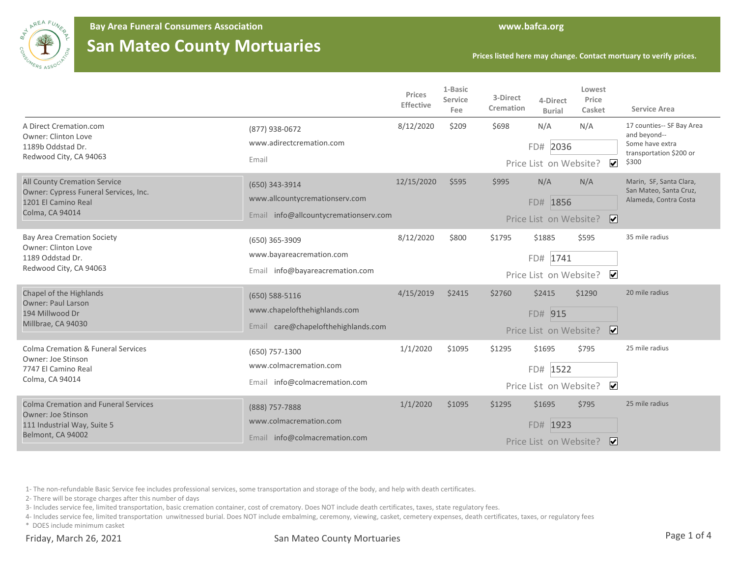# Bay Area Funeral Consumers Association

## San Mateo County Mortuaries

www.bafca.org

Prices listed here may change. Contact mortuary to verify prices.

| Mortuary | Contact | Prices Effective | 1-Basic Service Fee | 3-Direct Cremation | 4-Direct Burial | Lowest Price Casket | Service Area |
|---|---|---|---|---|---|---|---|
| A Direct Cremation.com<br>Owner: Clinton Love<br>1189b Oddstad Dr.<br>Redwood City, CA 94063 | (877) 938-0672<br>www.adirectcremation.com<br>Email | 8/12/2020 | $209 | $698 | N/A<br>FD# 2036<br>Price List on Website? ☑ | N/A | 17 counties-- SF Bay Area and beyond-- Some have extra transportation $200 or $300 |
| All County Cremation Service<br>Owner: Cypress Funeral Services, Inc.<br>1201 El Camino Real<br>Colma, CA 94014 | (650) 343-3914<br>www.allcountycremationserv.com<br>Email info@allcountycremationserv.com | 12/15/2020 | $595 | $995 | N/A<br>FD# 1856<br>Price List on Website? ☑ | N/A | Marin, SF, Santa Clara, San Mateo, Santa Cruz, Alameda, Contra Costa |
| Bay Area Cremation Society<br>Owner: Clinton Love<br>1189 Oddstad Dr.<br>Redwood City, CA 94063 | (650) 365-3909<br>www.bayareacremation.com<br>Email info@bayareacremation.com | 8/12/2020 | $800 | $1795 | $1885<br>FD# 1741<br>Price List on Website? ☑ | $595 | 35 mile radius |
| Chapel of the Highlands<br>Owner: Paul Larson<br>194 Millwood Dr<br>Millbrae, CA 94030 | (650) 588-5116<br>www.chapelofthehighlands.com<br>Email care@chapelofthehighlands.com | 4/15/2019 | $2415 | $2760 | $2415<br>FD# 915<br>Price List on Website? ☑ | $1290 | 20 mile radius |
| Colma Cremation & Funeral Services<br>Owner: Joe Stinson<br>7747 El Camino Real<br>Colma, CA 94014 | (650) 757-1300<br>www.colmacremation.com<br>Email info@colmacremation.com | 1/1/2020 | $1095 | $1295 | $1695<br>FD# 1522<br>Price List on Website? ☑ | $795 | 25 mile radius |
| Colma Cremation and Funeral Services<br>Owner: Joe Stinson<br>111 Industrial Way, Suite 5<br>Belmont, CA 94002 | (888) 757-7888<br>www.colmacremation.com<br>Email info@colmacremation.com | 1/1/2020 | $1095 | $1295 | $1695<br>FD# 1923<br>Price List on Website? ☑ | $795 | 25 mile radius |

1- The non-refundable Basic Service fee includes professional services, some transportation and storage of the body, and help with death certificates.

2- There will be storage charges after this number of days

3- Includes service fee, limited transportation, basic cremation container, cost of crematory. Does NOT include death certificates, taxes, state regulatory fees.

4- Includes service fee, limited transportation unwitnessed burial. Does NOT include embalming, ceremony, viewing, casket, cemetery expenses, death certificates, taxes, or regulatory fees

* DOES include minimum casket

Friday, March 26, 2021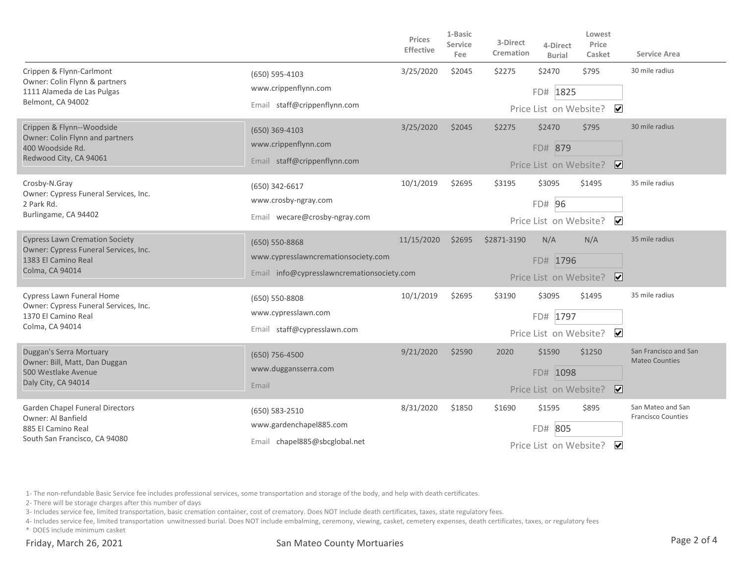| Mortuary | Contact | Prices Effective | 1-Basic Service Fee | 3-Direct Cremation | 4-Direct Burial | Lowest Price Casket | Service Area |
|---|---|---|---|---|---|---|---|
| Crippen & Flynn-Carlmont<br>Owner: Colin Flynn & partners<br>1111 Alameda de Las Pulgas<br>Belmont, CA 94002 | (650) 595-4103<br>www.crippenflynn.com<br>Email staff@crippenflynn.com | 3/25/2020 | $2045 | $2275 | $2470 | $795 | 30 mile radius |
| | FD# 1825<br>Price List on Website? ☑ | | | | | | |
| Crippen & Flynn--Woodside<br>Owner: Colin Flynn and partners<br>400 Woodside Rd.<br>Redwood City, CA 94061 | (650) 369-4103<br>www.crippenflynn.com<br>Email staff@crippenflynn.com | 3/25/2020 | $2045 | $2275 | $2470 | $795 | 30 mile radius |
| | FD# 879<br>Price List on Website? ☑ | | | | | | |
| Crosby-N.Gray<br>Owner: Cypress Funeral Services, Inc.<br>2 Park Rd.<br>Burlingame, CA 94402 | (650) 342-6617<br>www.crosby-ngray.com<br>Email wecare@crosby-ngray.com | 10/1/2019 | $2695 | $3195 | $3095 | $1495 | 35 mile radius |
| | FD# 96<br>Price List on Website? ☑ | | | | | | |
| Cypress Lawn Cremation Society<br>Owner: Cypress Funeral Services, Inc.<br>1383 El Camino Real<br>Colma, CA 94014 | (650) 550-8868<br>www.cypresslawncremationsociety.com<br>Email info@cypresslawncremationsociety.com | 11/15/2020 | $2695 | $2871-3190 | N/A | N/A | 35 mile radius |
| | FD# 1796<br>Price List on Website? ☑ | | | | | | |
| Cypress Lawn Funeral Home<br>Owner: Cypress Funeral Services, Inc.<br>1370 El Camino Real<br>Colma, CA 94014 | (650) 550-8808<br>www.cypresslawn.com<br>Email staff@cypresslawn.com | 10/1/2019 | $2695 | $3190 | $3095 | $1495 | 35 mile radius |
| | FD# 1797<br>Price List on Website? ☑ | | | | | | |
| Duggan's Serra Mortuary<br>Owner: Bill, Matt, Dan Duggan<br>500 Westlake Avenue<br>Daly City, CA 94014 | (650) 756-4500<br>www.dugganserra.com<br>Email | 9/21/2020 | $2590 | 2020 | $1590 | $1250 | San Francisco and San Mateo Counties |
| | FD# 1098<br>Price List on Website? ☑ | | | | | | |
| Garden Chapel Funeral Directors<br>Owner: Al Banfield<br>885 El Camino Real<br>South San Francisco, CA 94080 | (650) 583-2510<br>www.gardenchapel885.com<br>Email chapel885@sbcglobal.net | 8/31/2020 | $1850 | $1690 | $1595 | $895 | San Mateo and San Francisco Counties |
| | FD# 805<br>Price List on Website? ☑ | | | | | | |

1- The non-refundable Basic Service fee includes professional services, some transportation and storage of the body, and help with death certificates.

2- There will be storage charges after this number of days

3- Includes service fee, limited transportation, basic cremation container, cost of crematory. Does NOT include death certificates, taxes, state regulatory fees.

4- Includes service fee, limited transportation unwitnessed burial. Does NOT include embalming, ceremony, viewing, casket, cemetery expenses, death certificates, taxes, or regulatory fees

\* DOES include minimum casket

Friday, March 26, 2021

San Mateo County Mortuaries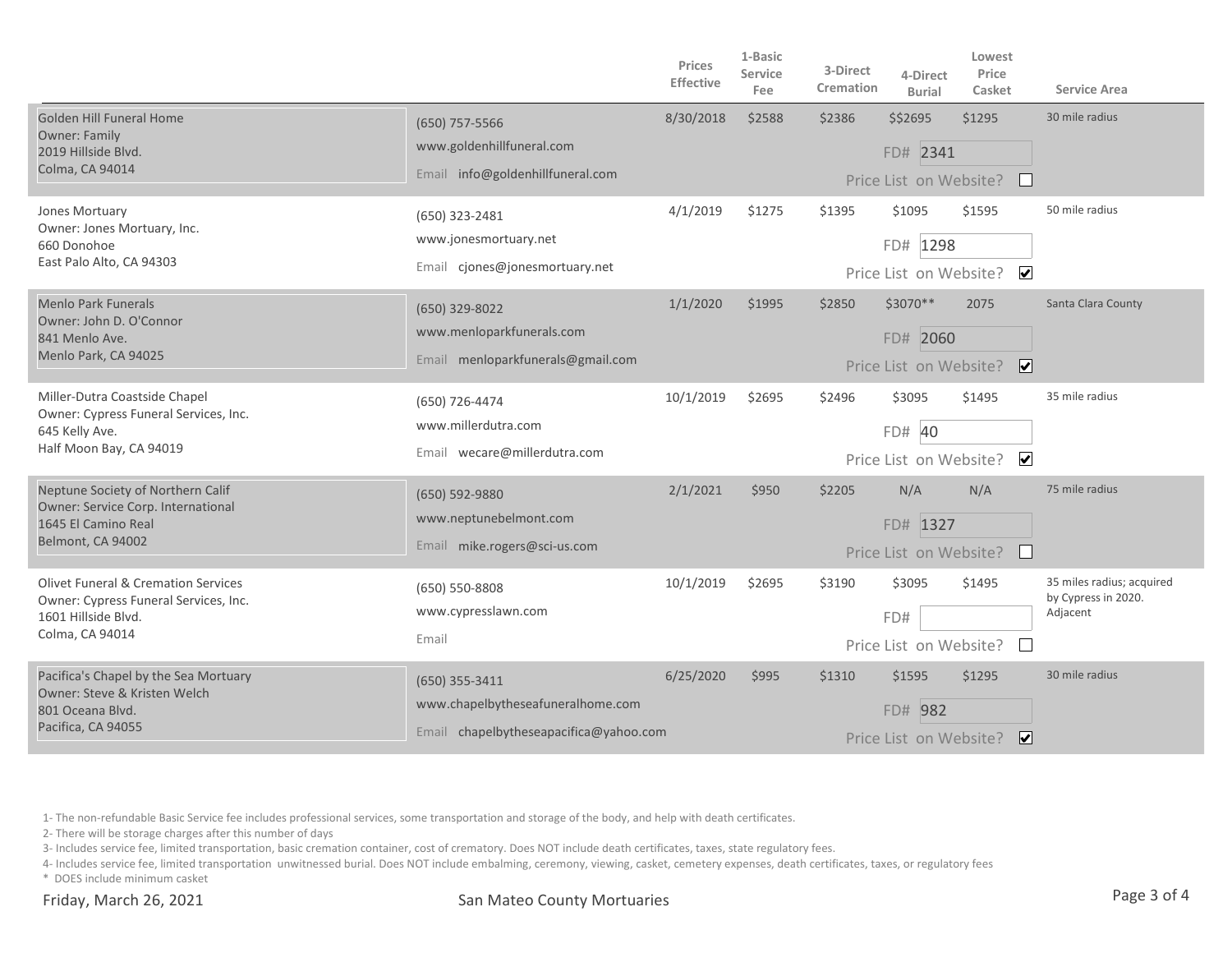| | | Prices Effective | 1-Basic Service Fee | 3-Direct Cremation | 4-Direct Burial | Lowest Price Casket | Service Area |
|---|---|---|---|---|---|---|---|
| Golden Hill Funeral Home<br>Owner: Family<br>2019 Hillside Blvd.<br>Colma, CA 94014 | (650) 757-5566<br>www.goldenhillfuneral.com<br>Email info@goldenhillfuneral.com | 8/30/2018 | $2588 | $2386 | $$2695<br>FD# 2341<br>Price List on Website? ☐ | $1295 | 30 mile radius |
| Jones Mortuary<br>Owner: Jones Mortuary, Inc.<br>660 Donohoe<br>East Palo Alto, CA 94303 | (650) 323-2481<br>www.jonesmortuary.net<br>Email cjones@jonesmortuary.net | 4/1/2019 | $1275 | $1395 | $1095<br>FD# 1298<br>Price List on Website? ☑ | $1595 | 50 mile radius |
| Menlo Park Funerals<br>Owner: John D. O'Connor<br>841 Menlo Ave.<br>Menlo Park, CA 94025 | (650) 329-8022<br>www.menloparkfunerals.com<br>Email menloparkfunerals@gmail.com | 1/1/2020 | $1995 | $2850 | $3070**<br>FD# 2060<br>Price List on Website? ☑ | 2075 | Santa Clara County |
| Miller-Dutra Coastside Chapel<br>Owner: Cypress Funeral Services, Inc.<br>645 Kelly Ave.<br>Half Moon Bay, CA 94019 | (650) 726-4474<br>www.millerdutra.com<br>Email wecare@millerdutra.com | 10/1/2019 | $2695 | $2496 | $3095<br>FD# 40<br>Price List on Website? ☑ | $1495 | 35 mile radius |
| Neptune Society of Northern Calif<br>Owner: Service Corp. International<br>1645 El Camino Real<br>Belmont, CA 94002 | (650) 592-9880<br>www.neptunebelmont.com<br>Email mike.rogers@sci-us.com | 2/1/2021 | $950 | $2205 | N/A<br>FD# 1327<br>Price List on Website? ☐ | N/A | 75 mile radius |
| Olivet Funeral & Cremation Services<br>Owner: Cypress Funeral Services, Inc.<br>1601 Hillside Blvd.<br>Colma, CA 94014 | (650) 550-8808<br>www.cypresslawn.com<br>Email | 10/1/2019 | $2695 | $3190 | $3095<br>FD#<br>Price List on Website? ☐ | $1495 | 35 miles radius; acquired by Cypress in 2020. Adjacent |
| Pacifica's Chapel by the Sea Mortuary<br>Owner: Steve & Kristen Welch<br>801 Oceana Blvd.<br>Pacifica, CA 94055 | (650) 355-3411<br>www.chapelbytheseafuneralhome.com<br>Email chapelbytheseapacifica@yahoo.com | 6/25/2020 | $995 | $1310 | $1595<br>FD# 982<br>Price List on Website? ☑ | $1295 | 30 mile radius |

1- The non-refundable Basic Service fee includes professional services, some transportation and storage of the body, and help with death certificates.

2- There will be storage charges after this number of days

3- Includes service fee, limited transportation, basic cremation container, cost of crematory. Does NOT include death certificates, taxes, state regulatory fees.

4- Includes service fee, limited transportation unwitnessed burial. Does NOT include embalming, ceremony, viewing, casket, cemetery expenses, death certificates, taxes, or regulatory fees

* DOES include minimum casket

Friday, March 26, 2021

San Mateo County Mortuaries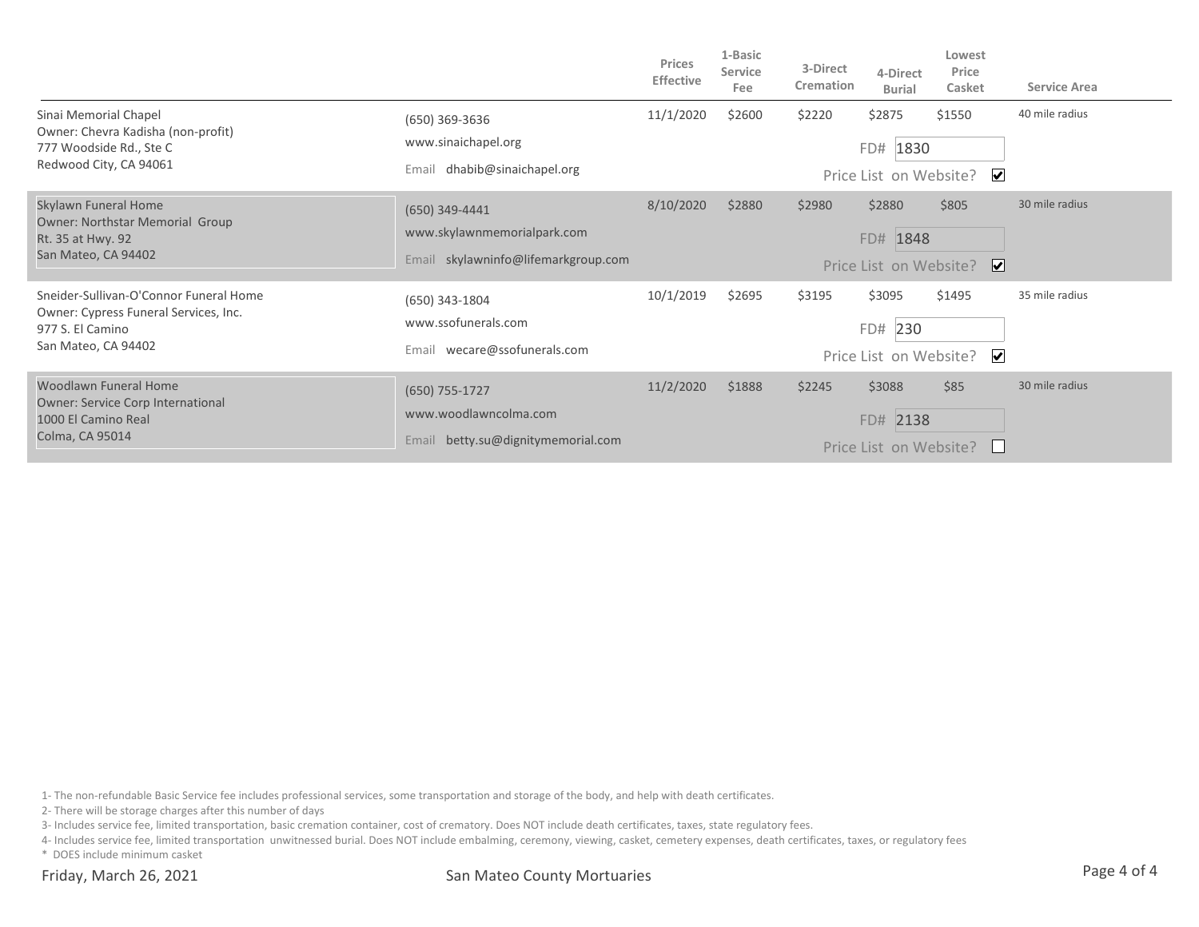| | | Prices Effective | 1-Basic Service Fee | 3-Direct Cremation | 4-Direct Burial | Lowest Price Casket | Service Area |
|---|---|---|---|---|---|---|---|
| Sinai Memorial Chapel<br>Owner: Chevra Kadisha (non-profit)<br>777 Woodside Rd., Ste C<br>Redwood City, CA 94061 | (650) 369-3636<br>www.sinaichapel.org<br>Email dhabib@sinaichapel.org | 11/1/2020 | $2600 | $2220 | $2875<br>FD# 1830<br>Price List on Website? ☑ | $1550 | 40 mile radius |
| Skylawn Funeral Home<br>Owner: Northstar Memorial Group<br>Rt. 35 at Hwy. 92<br>San Mateo, CA 94402 | (650) 349-4441<br>www.skylawnmemorialpark.com<br>Email skylawninfo@lifemarkgroup.com | 8/10/2020 | $2880 | $2980 | $2880<br>FD# 1848<br>Price List on Website? ☑ | $805 | 30 mile radius |
| Sneider-Sullivan-O'Connor Funeral Home<br>Owner: Cypress Funeral Services, Inc.<br>977 S. El Camino<br>San Mateo, CA 94402 | (650) 343-1804<br>www.ssofunerals.com<br>Email wecare@ssofunerals.com | 10/1/2019 | $2695 | $3195 | $3095<br>FD# 230<br>Price List on Website? ☑ | $1495 | 35 mile radius |
| Woodlawn Funeral Home<br>Owner: Service Corp International<br>1000 El Camino Real<br>Colma, CA 95014 | (650) 755-1727<br>www.woodlawncolma.com<br>Email betty.su@dignitymemorial.com | 11/2/2020 | $1888 | $2245 | $3088<br>FD# 2138<br>Price List on Website? ☐ | $85 | 30 mile radius |

1- The non-refundable Basic Service fee includes professional services, some transportation and storage of the body, and help with death certificates.

2- There will be storage charges after this number of days

3- Includes service fee, limited transportation, basic cremation container, cost of crematory. Does NOT include death certificates, taxes, state regulatory fees.

4- Includes service fee, limited transportation unwitnessed burial. Does NOT include embalming, ceremony, viewing, casket, cemetery expenses, death certificates, taxes, or regulatory fees

* DOES include minimum casket

Friday, March 26, 2021

San Mateo County Mortuaries